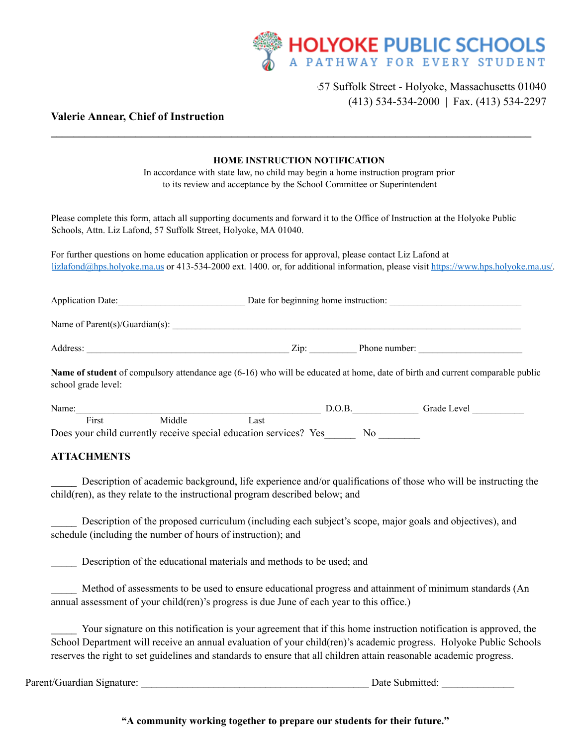**HOLYOKE PUBLIC SCHOOLS**
A PATHWAY FOR EVERY STUDENT

57 Suffolk Street - Holyoke, Massachusetts 01040
(413) 534-534-2000 | Fax. (413) 534-2297

**Valerie Annear, Chief of Instruction**

---

**HOME INSTRUCTION NOTIFICATION**

In accordance with state law, no child may begin a home instruction program prior to its review and acceptance by the School Committee or Superintendent

Please complete this form, attach all supporting documents and forward it to the Office of Instruction at the Holyoke Public Schools, Attn. Liz Lafond, 57 Suffolk Street, Holyoke, MA 01040.

For further questions on home education application or process for approval, please contact Liz Lafond at lizlafond@hps.holyoke.ma.us or 413-534-2000 ext. 1400. or, for additional information, please visit https://www.hps.holyoke.ma.us/.

Application Date:__________________________ Date for beginning home instruction: ___________________________

Name of Parent(s)/Guardian(s): ________________________________________________________________________

Address: __________________________________________ Zip: _________ Phone number: ______________________

**Name of student** of compulsory attendance age (6-16) who will be educated at home, date of birth and current comparable public school grade level:

Name:__________________________________________________ D.O.B.______________ Grade Level ___________
First Middle Last

Does your child currently receive special education services? Yes______ No ________

**ATTACHMENTS**

_____ Description of academic background, life experience and/or qualifications of those who will be instructing the child(ren), as they relate to the instructional program described below; and

_____ Description of the proposed curriculum (including each subject's scope, major goals and objectives), and schedule (including the number of hours of instruction); and

_____ Description of the educational materials and methods to be used; and

_____ Method of assessments to be used to ensure educational progress and attainment of minimum standards (An annual assessment of your child(ren)'s progress is due June of each year to this office.)

_____ Your signature on this notification is your agreement that if this home instruction notification is approved, the School Department will receive an annual evaluation of your child(ren)'s academic progress. Holyoke Public Schools reserves the right to set guidelines and standards to ensure that all children attain reasonable academic progress.

Parent/Guardian Signature: ______________________________________________ Date Submitted: ______________

**"A community working together to prepare our students for their future."**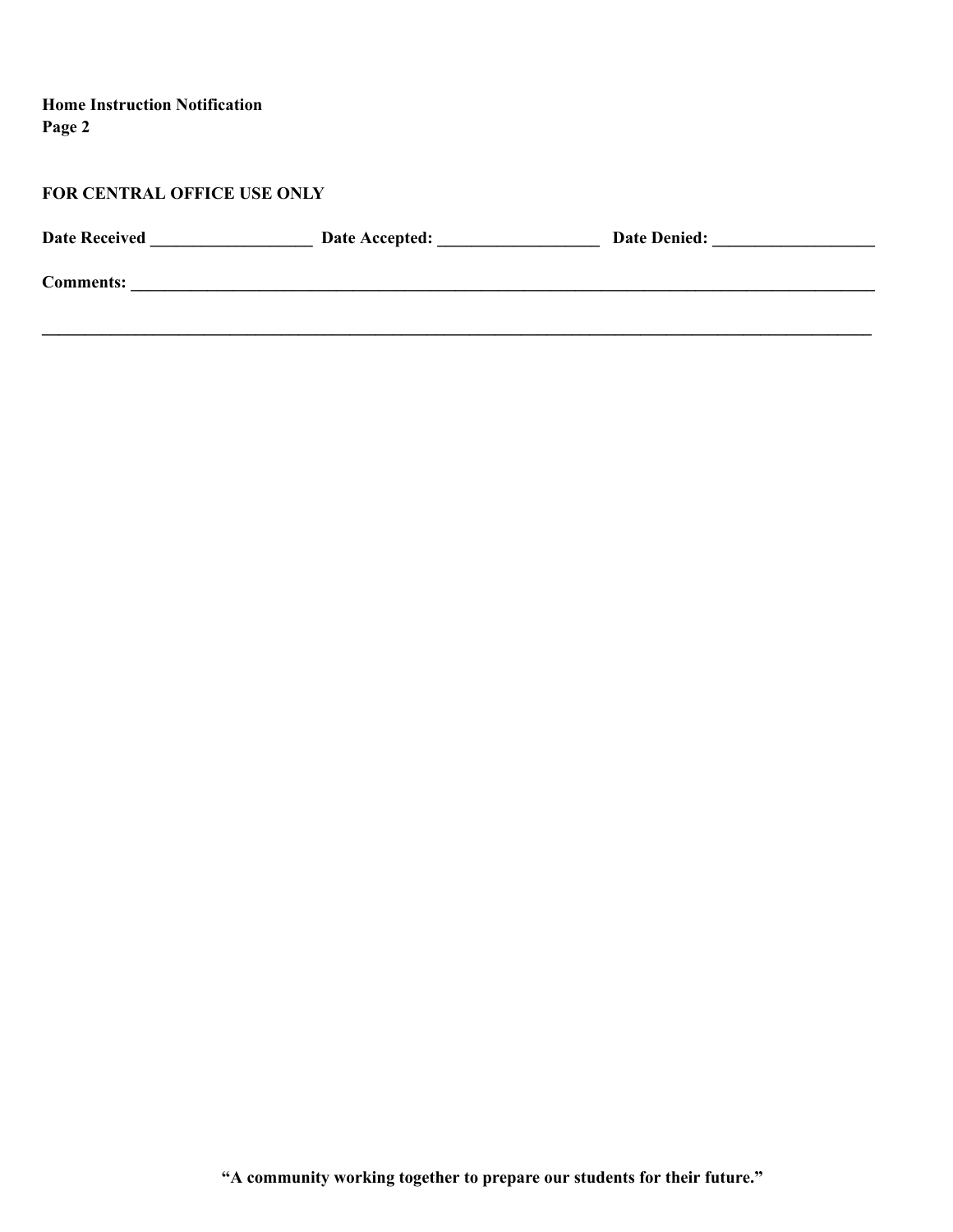**FOR CENTRAL OFFICE USE ONLY**

**Date Received ___________________ Date Accepted: ___________________ Date Denied: ___________________**

**Comments: ___________________________________________________________________________________________**

**_______________________________________________________________________________________________________**